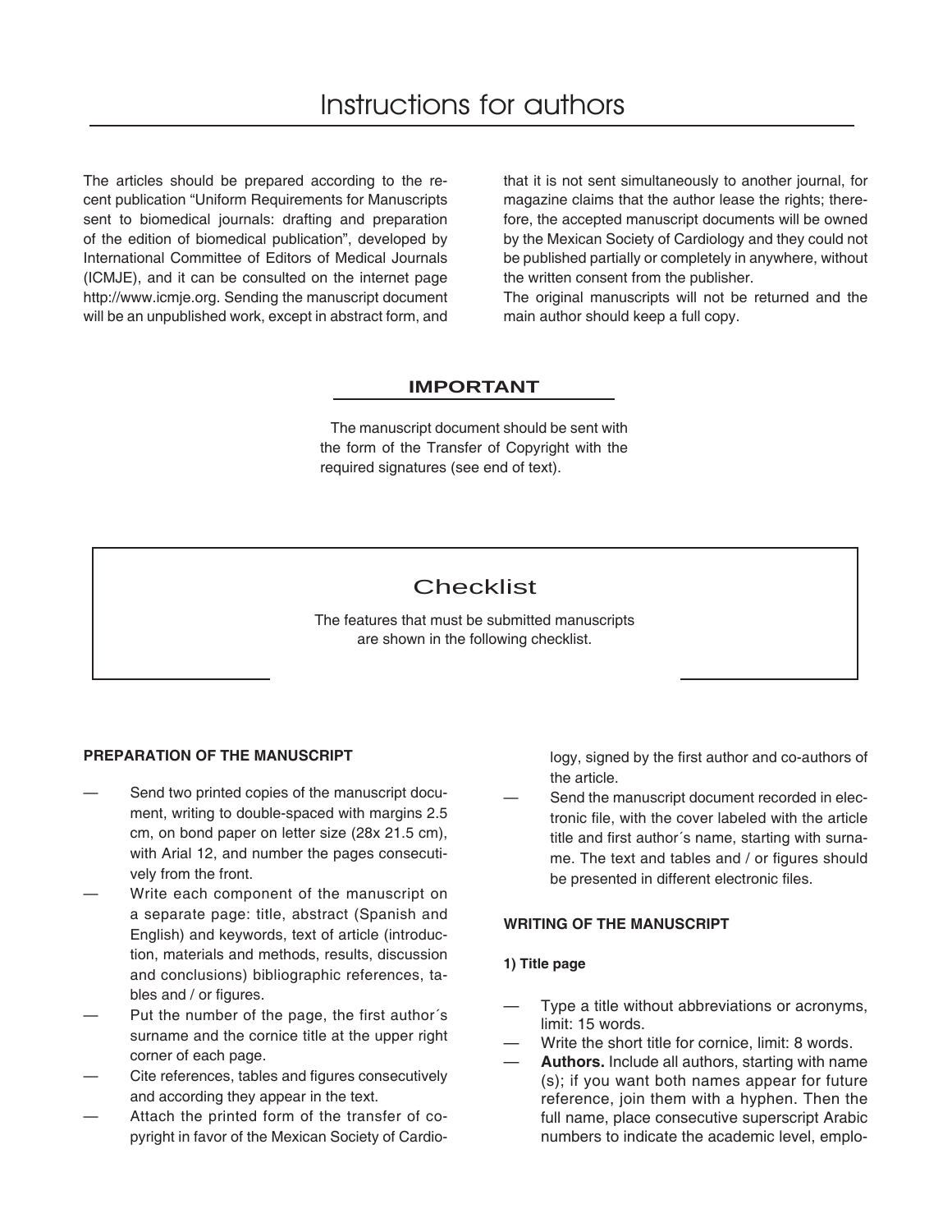# Instructions for authors

The articles should be prepared according to the recent publication "Uniform Requirements for Manuscripts sent to biomedical journals: drafting and preparation of the edition of biomedical publication", developed by International Committee of Editors of Medical Journals (ICMJE), and it can be consulted on the internet page http://www.icmje.org. Sending the manuscript document will be an unpublished work, except in abstract form, and that it is not sent simultaneously to another journal, for magazine claims that the author lease the rights; therefore, the accepted manuscript documents will be owned by the Mexican Society of Cardiology and they could not be published partially or completely in anywhere, without the written consent from the publisher.

The original manuscripts will not be returned and the main author should keep a full copy.

## IMPORTANT

The manuscript document should be sent with the form of the Transfer of Copyright with the required signatures (see end of text).

## Checklist

The features that must be submitted manuscripts are shown in the following checklist.

### PREPARATION OF THE MANUSCRIPT

— Send two printed copies of the manuscript document, writing to double-spaced with margins 2.5 cm, on bond paper on letter size (28x 21.5 cm), with Arial 12, and number the pages consecutively from the front.

— Write each component of the manuscript on a separate page: title, abstract (Spanish and English) and keywords, text of article (introduction, materials and methods, results, discussion and conclusions) bibliographic references, tables and / or figures.

— Put the number of the page, the first author´s surname and the cornice title at the upper right corner of each page.

— Cite references, tables and figures consecutively and according they appear in the text.

— Attach the printed form of the transfer of copyright in favor of the Mexican Society of Cardiology, signed by the first author and co-authors of the article.

— Send the manuscript document recorded in electronic file, with the cover labeled with the article title and first author´s name, starting with surname. The text and tables and / or figures should be presented in different electronic files.

### WRITING OF THE MANUSCRIPT

#### 1) Title page

— Type a title without abbreviations or acronyms, limit: 15 words.

— Write the short title for cornice, limit: 8 words.

— **Authors.** Include all authors, starting with name (s); if you want both names appear for future reference, join them with a hyphen. Then the full name, place consecutive superscript Arabic numbers to indicate the academic level, emplo-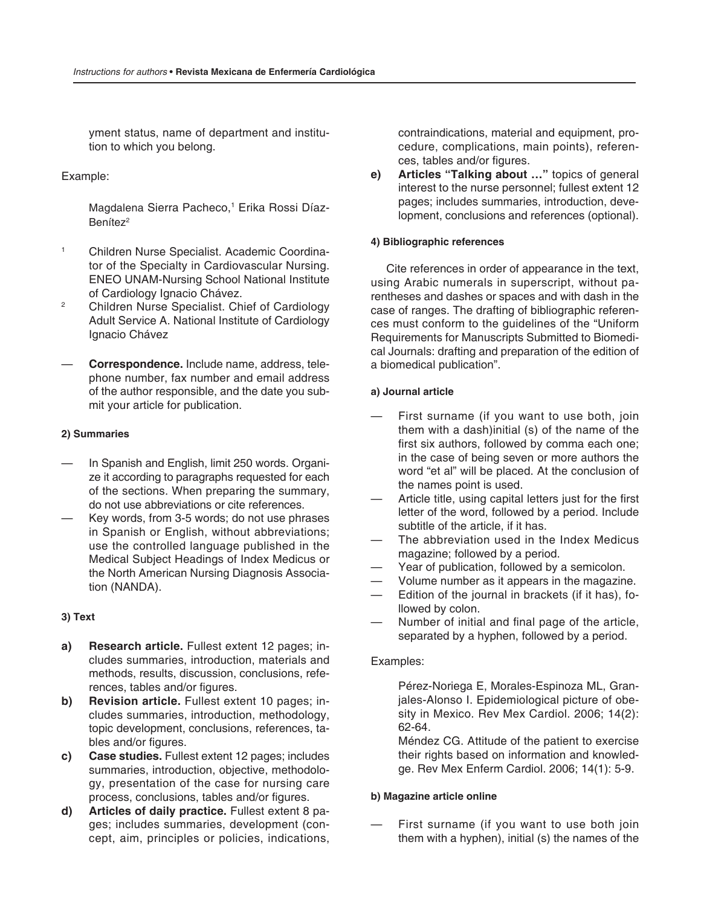yment status, name of department and institution to which you belong.

Example:

> Magdalena Sierra Pacheco,[1] Erika Rossi Díaz-Benítez[2]

[1] Children Nurse Specialist. Academic Coordinator of the Specialty in Cardiovascular Nursing. ENEO UNAM-Nursing School National Institute of Cardiology Ignacio Chávez.

[2] Children Nurse Specialist. Chief of Cardiology Adult Service A. National Institute of Cardiology Ignacio Chávez

— **Correspondence.** Include name, address, telephone number, fax number and email address of the author responsible, and the date you submit your article for publication.

#### 2) Summaries

— In Spanish and English, limit 250 words. Organize it according to paragraphs requested for each of the sections. When preparing the summary, do not use abbreviations or cite references.

— Key words, from 3-5 words; do not use phrases in Spanish or English, without abbreviations; use the controlled language published in the Medical Subject Headings of Index Medicus or the North American Nursing Diagnosis Association (NANDA).

#### 3) Text

**a) Research article.** Fullest extent 12 pages; includes summaries, introduction, materials and methods, results, discussion, conclusions, references, tables and/or figures.

**b) Revision article.** Fullest extent 10 pages; includes summaries, introduction, methodology, topic development, conclusions, references, tables and/or figures.

**c) Case studies.** Fullest extent 12 pages; includes summaries, introduction, objective, methodology, presentation of the case for nursing care process, conclusions, tables and/or figures.

**d) Articles of daily practice.** Fullest extent 8 pages; includes summaries, development (concept, aim, principles or policies, indications, contraindications, material and equipment, procedure, complications, main points), references, tables and/or figures.

**e) Articles "Talking about …"** topics of general interest to the nurse personnel; fullest extent 12 pages; includes summaries, introduction, development, conclusions and references (optional).

#### 4) Bibliographic references

Cite references in order of appearance in the text, using Arabic numerals in superscript, without parentheses and dashes or spaces and with dash in the case of ranges. The drafting of bibliographic references must conform to the guidelines of the "Uniform Requirements for Manuscripts Submitted to Biomedical Journals: drafting and preparation of the edition of a biomedical publication".

##### a) Journal article

— First surname (if you want to use both, join them with a dash)initial (s) of the name of the first six authors, followed by comma each one; in the case of being seven or more authors the word "et al" will be placed. At the conclusion of the names point is used.

— Article title, using capital letters just for the first letter of the word, followed by a period. Include subtitle of the article, if it has.

— The abbreviation used in the Index Medicus magazine; followed by a period.

— Year of publication, followed by a semicolon.

— Volume number as it appears in the magazine.

— Edition of the journal in brackets (if it has), followed by colon.

— Number of initial and final page of the article, separated by a hyphen, followed by a period.

Examples:

> Pérez-Noriega E, Morales-Espinoza ML, Granjales-Alonso I. Epidemiological picture of obesity in Mexico. Rev Mex Cardiol. 2006; 14(2): 62-64.
>
> Méndez CG. Attitude of the patient to exercise their rights based on information and knowledge. Rev Mex Enferm Cardiol. 2006; 14(1): 5-9.

##### b) Magazine article online

— First surname (if you want to use both join them with a hyphen), initial (s) the names of the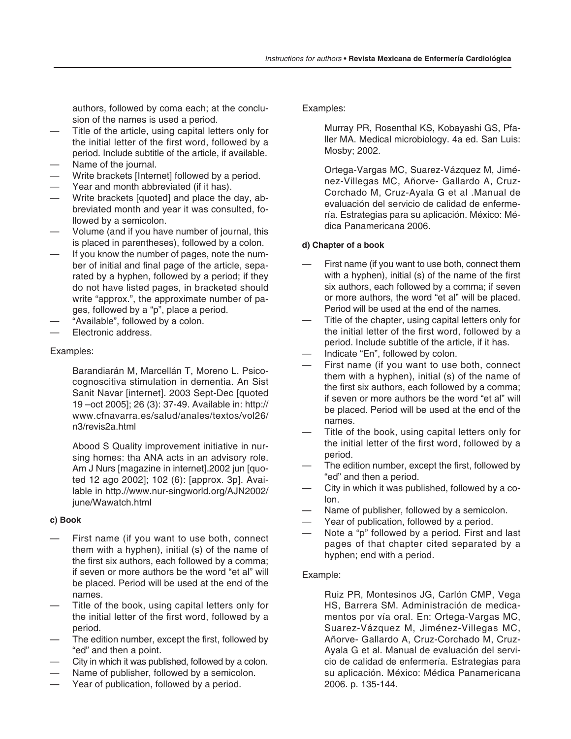authors, followed by coma each; at the conclusion of the names is used a period.

- Title of the article, using capital letters only for the initial letter of the first word, followed by a period. Include subtitle of the article, if available.
- Name of the journal.
- Write brackets [Internet] followed by a period.
- Year and month abbreviated (if it has).
- Write brackets [quoted] and place the day, abbreviated month and year it was consulted, followed by a semicolon.
- Volume (and if you have number of journal, this is placed in parentheses), followed by a colon.
- If you know the number of pages, note the number of initial and final page of the article, separated by a hyphen, followed by a period; if they do not have listed pages, in bracketed should write "approx.", the approximate number of pages, followed by a "p", place a period.
- "Available", followed by a colon.
- Electronic address.

Examples:

> Barandiarán M, Marcellán T, Moreno L. Psicocognoscitiva stimulation in dementia. An Sist Sanit Navar [internet]. 2003 Sept-Dec [quoted 19 –oct 2005]; 26 (3): 37-49. Available in: http://www.cfnavarra.es/salud/anales/textos/vol26/n3/revis2a.html

> Abood S Quality improvement initiative in nursing homes: tha ANA acts in an advisory role. Am J Nurs [magazine in internet].2002 jun [quoted 12 ago 2002]; 102 (6): [approx. 3p]. Available in http.//www.nur-singworld.org/AJN2002/june/Wawatch.html

#### c) Book

- First name (if you want to use both, connect them with a hyphen), initial (s) of the name of the first six authors, each followed by a comma; if seven or more authors be the word "et al" will be placed. Period will be used at the end of the names.
- Title of the book, using capital letters only for the initial letter of the first word, followed by a period.
- The edition number, except the first, followed by "ed" and then a point.
- City in which it was published, followed by a colon.
- Name of publisher, followed by a semicolon.
- Year of publication, followed by a period.

Examples:

> Murray PR, Rosenthal KS, Kobayashi GS, Pfaller MA. Medical microbiology. 4a ed. San Luis: Mosby; 2002.

> Ortega-Vargas MC, Suarez-Vázquez M, Jiménez-Villegas MC, Añorve- Gallardo A, Cruz-Corchado M, Cruz-Ayala G et al .Manual de evaluación del servicio de calidad de enfermería. Estrategias para su aplicación. México: Médica Panamericana 2006.

#### d) Chapter of a book

- First name (if you want to use both, connect them with a hyphen), initial (s) of the name of the first six authors, each followed by a comma; if seven or more authors, the word "et al" will be placed. Period will be used at the end of the names.
- Title of the chapter, using capital letters only for the initial letter of the first word, followed by a period. Include subtitle of the article, if it has.
- Indicate "En", followed by colon.
- First name (if you want to use both, connect them with a hyphen), initial (s) of the name of the first six authors, each followed by a comma; if seven or more authors be the word "et al" will be placed. Period will be used at the end of the names.
- Title of the book, using capital letters only for the initial letter of the first word, followed by a period.
- The edition number, except the first, followed by "ed" and then a period.
- City in which it was published, followed by a colon.
- Name of publisher, followed by a semicolon.
- Year of publication, followed by a period.
- Note a "p" followed by a period. First and last pages of that chapter cited separated by a hyphen; end with a period.

Example:

> Ruiz PR, Montesinos JG, Carlón CMP, Vega HS, Barrera SM. Administración de medicamentos por vía oral. En: Ortega-Vargas MC, Suarez-Vázquez M, Jiménez-Villegas MC, Añorve- Gallardo A, Cruz-Corchado M, Cruz-Ayala G et al. Manual de evaluación del servicio de calidad de enfermería. Estrategias para su aplicación. México: Médica Panamericana 2006. p. 135-144.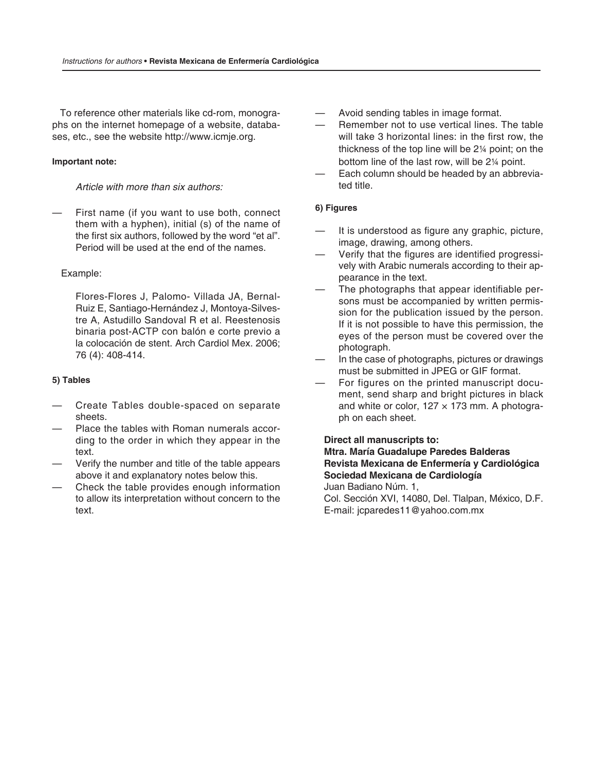To reference other materials like cd-rom, monographs on the internet homepage of a website, databases, etc., see the website http://www.icmje.org.

**Important note:**

*Article with more than six authors:*

— First name (if you want to use both, connect them with a hyphen), initial (s) of the name of the first six authors, followed by the word "et al". Period will be used at the end of the names.

Example:

Flores-Flores J, Palomo- Villada JA, Bernal-Ruiz E, Santiago-Hernández J, Montoya-Silvestre A, Astudillo Sandoval R et al. Reestenosis binaria post-ACTP con balón e corte previo a la colocación de stent. Arch Cardiol Mex. 2006; 76 (4): 408-414.

**5) Tables**

— Create Tables double-spaced on separate sheets.
— Place the tables with Roman numerals according to the order in which they appear in the text.
— Verify the number and title of the table appears above it and explanatory notes below this.
— Check the table provides enough information to allow its interpretation without concern to the text.
— Avoid sending tables in image format.
— Remember not to use vertical lines. The table will take 3 horizontal lines: in the first row, the thickness of the top line will be 2¼ point; on the bottom line of the last row, will be 2¼ point.
— Each column should be headed by an abbreviated title.

**6) Figures**

— It is understood as figure any graphic, picture, image, drawing, among others.
— Verify that the figures are identified progressively with Arabic numerals according to their appearance in the text.
— The photographs that appear identifiable persons must be accompanied by written permission for the publication issued by the person. If it is not possible to have this permission, the eyes of the person must be covered over the photograph.
— In the case of photographs, pictures or drawings must be submitted in JPEG or GIF format.
— For figures on the printed manuscript document, send sharp and bright pictures in black and white or color, 127 × 173 mm. A photograph on each sheet.

**Direct all manuscripts to:**
**Mtra. María Guadalupe Paredes Balderas**
**Revista Mexicana de Enfermería y Cardiológica**
**Sociedad Mexicana de Cardiología**
Juan Badiano Núm. 1,
Col. Sección XVI, 14080, Del. Tlalpan, México, D.F.
E-mail: jcparedes11@yahoo.com.mx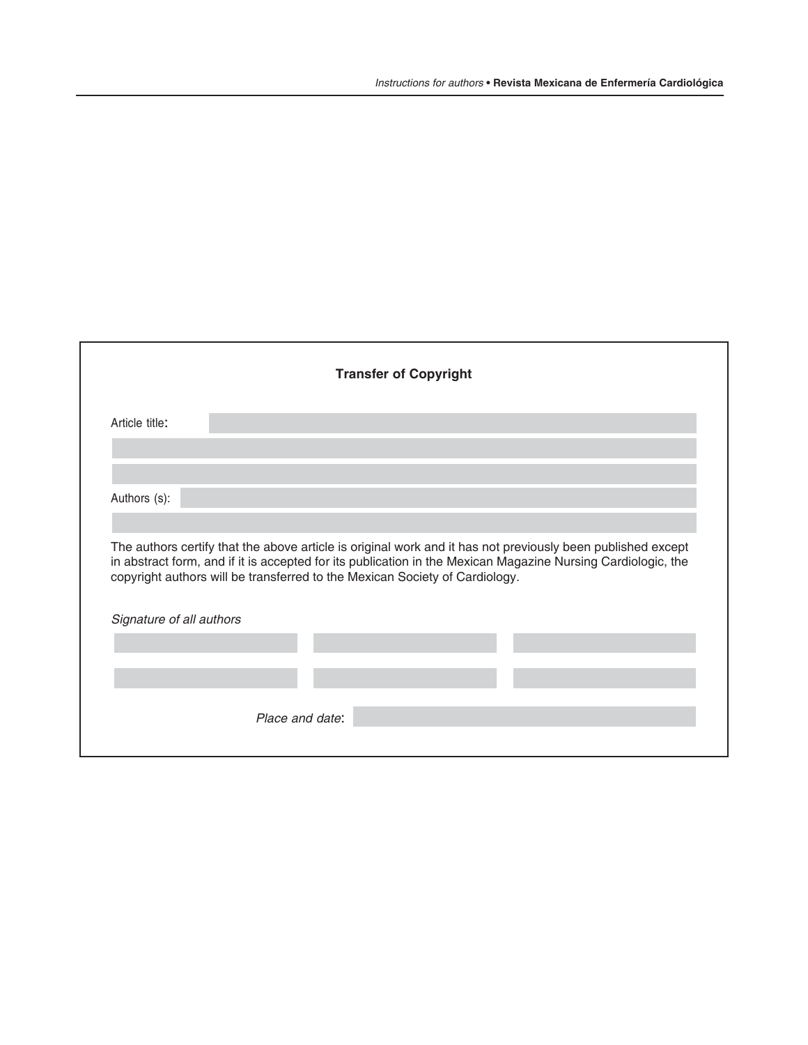## Transfer of Copyright

Article title:

Authors (s):

The authors certify that the above article is original work and it has not previously been published except in abstract form, and if it is accepted for its publication in the Mexican Magazine Nursing Cardiologic, the copyright authors will be transferred to the Mexican Society of Cardiology.

*Signature of all authors*

*Place and date*: